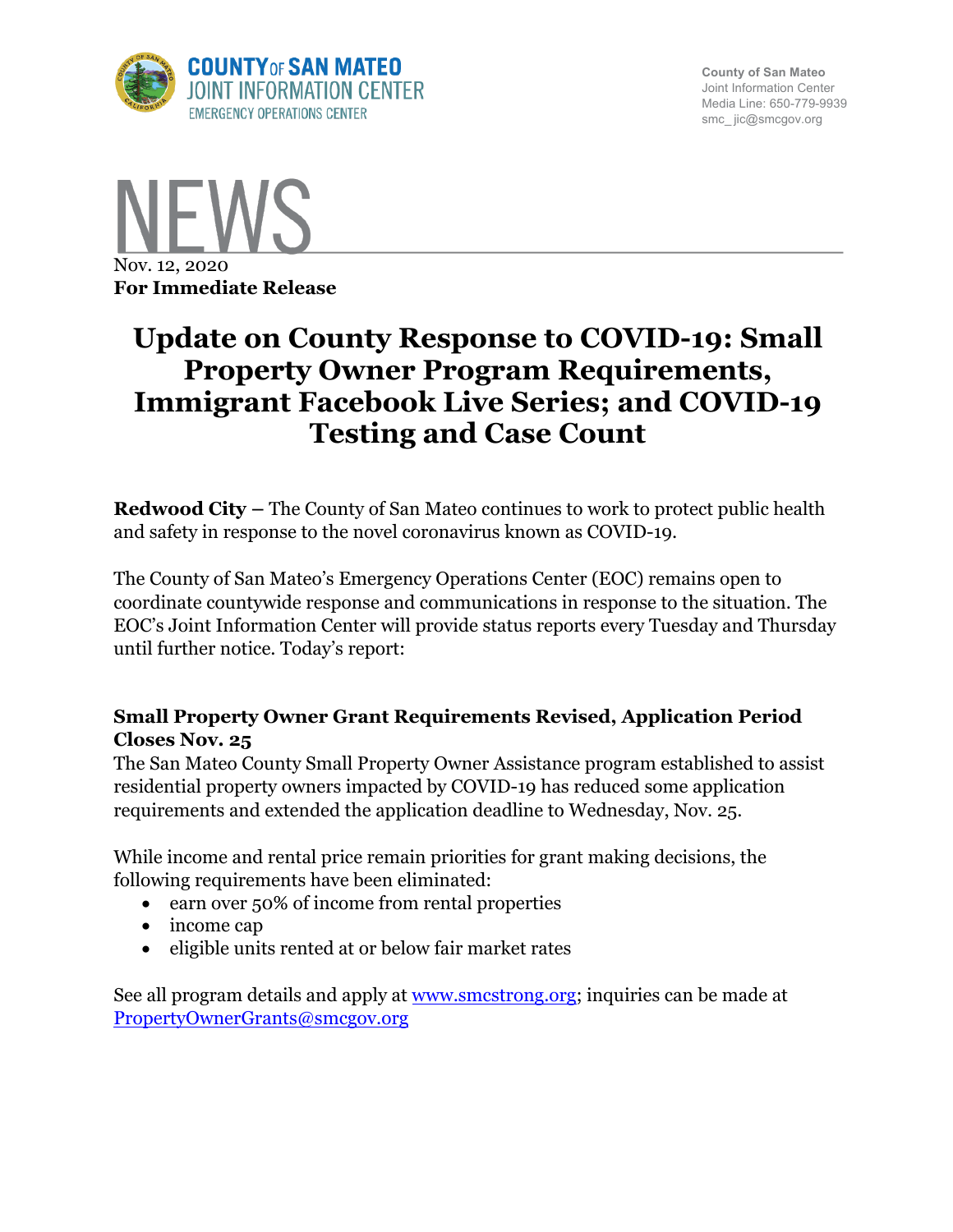COUNTY OF SAN MATEO
JOINT INFORMATION CENTER
EMERGENCY OPERATIONS CENTER

County of San Mateo
Joint Information Center
Media Line: 650-779-9939
smc_jic@smcgov.org

# NEWS

Nov. 12, 2020
**For Immediate Release**

# Update on County Response to COVID-19: Small Property Owner Program Requirements, Immigrant Facebook Live Series; and COVID-19 Testing and Case Count

**Redwood City –** The County of San Mateo continues to work to protect public health and safety in response to the novel coronavirus known as COVID-19.

The County of San Mateo's Emergency Operations Center (EOC) remains open to coordinate countywide response and communications in response to the situation. The EOC's Joint Information Center will provide status reports every Tuesday and Thursday until further notice. Today's report:

### Small Property Owner Grant Requirements Revised, Application Period Closes Nov. 25

The San Mateo County Small Property Owner Assistance program established to assist residential property owners impacted by COVID-19 has reduced some application requirements and extended the application deadline to Wednesday, Nov. 25.

While income and rental price remain priorities for grant making decisions, the following requirements have been eliminated:

- earn over 50% of income from rental properties
- income cap
- eligible units rented at or below fair market rates

See all program details and apply at [www.smcstrong.org](www.smcstrong.org); inquiries can be made at [PropertyOwnerGrants@smcgov.org](mailto:PropertyOwnerGrants@smcgov.org)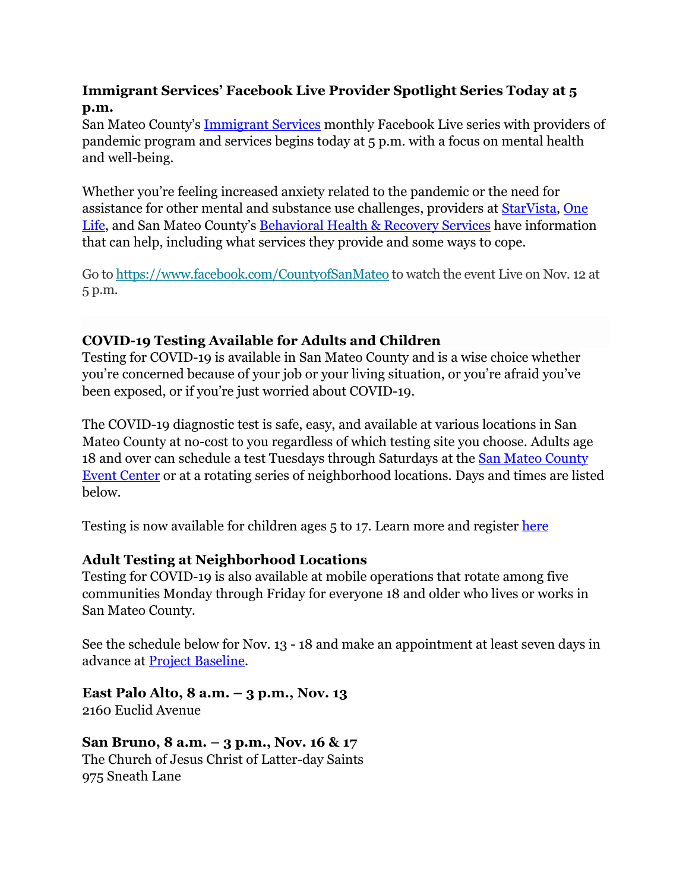**Immigrant Services' Facebook Live Provider Spotlight Series Today at 5 p.m.**

San Mateo County's Immigrant Services monthly Facebook Live series with providers of pandemic program and services begins today at 5 p.m. with a focus on mental health and well-being.

Whether you're feeling increased anxiety related to the pandemic or the need for assistance for other mental and substance use challenges, providers at StarVista, One Life, and San Mateo County's Behavioral Health & Recovery Services have information that can help, including what services they provide and some ways to cope.

Go to https://www.facebook.com/CountyofSanMateo to watch the event Live on Nov. 12 at 5 p.m.

**COVID-19 Testing Available for Adults and Children**

Testing for COVID-19 is available in San Mateo County and is a wise choice whether you're concerned because of your job or your living situation, or you're afraid you've been exposed, or if you're just worried about COVID-19.

The COVID-19 diagnostic test is safe, easy, and available at various locations in San Mateo County at no-cost to you regardless of which testing site you choose. Adults age 18 and over can schedule a test Tuesdays through Saturdays at the San Mateo County Event Center or at a rotating series of neighborhood locations. Days and times are listed below.

Testing is now available for children ages 5 to 17. Learn more and register here

**Adult Testing at Neighborhood Locations**

Testing for COVID-19 is also available at mobile operations that rotate among five communities Monday through Friday for everyone 18 and older who lives or works in San Mateo County.

See the schedule below for Nov. 13 - 18 and make an appointment at least seven days in advance at Project Baseline.

**East Palo Alto, 8 a.m. – 3 p.m., Nov. 13**
2160 Euclid Avenue

**San Bruno, 8 a.m. – 3 p.m., Nov. 16 & 17**
The Church of Jesus Christ of Latter-day Saints
975 Sneath Lane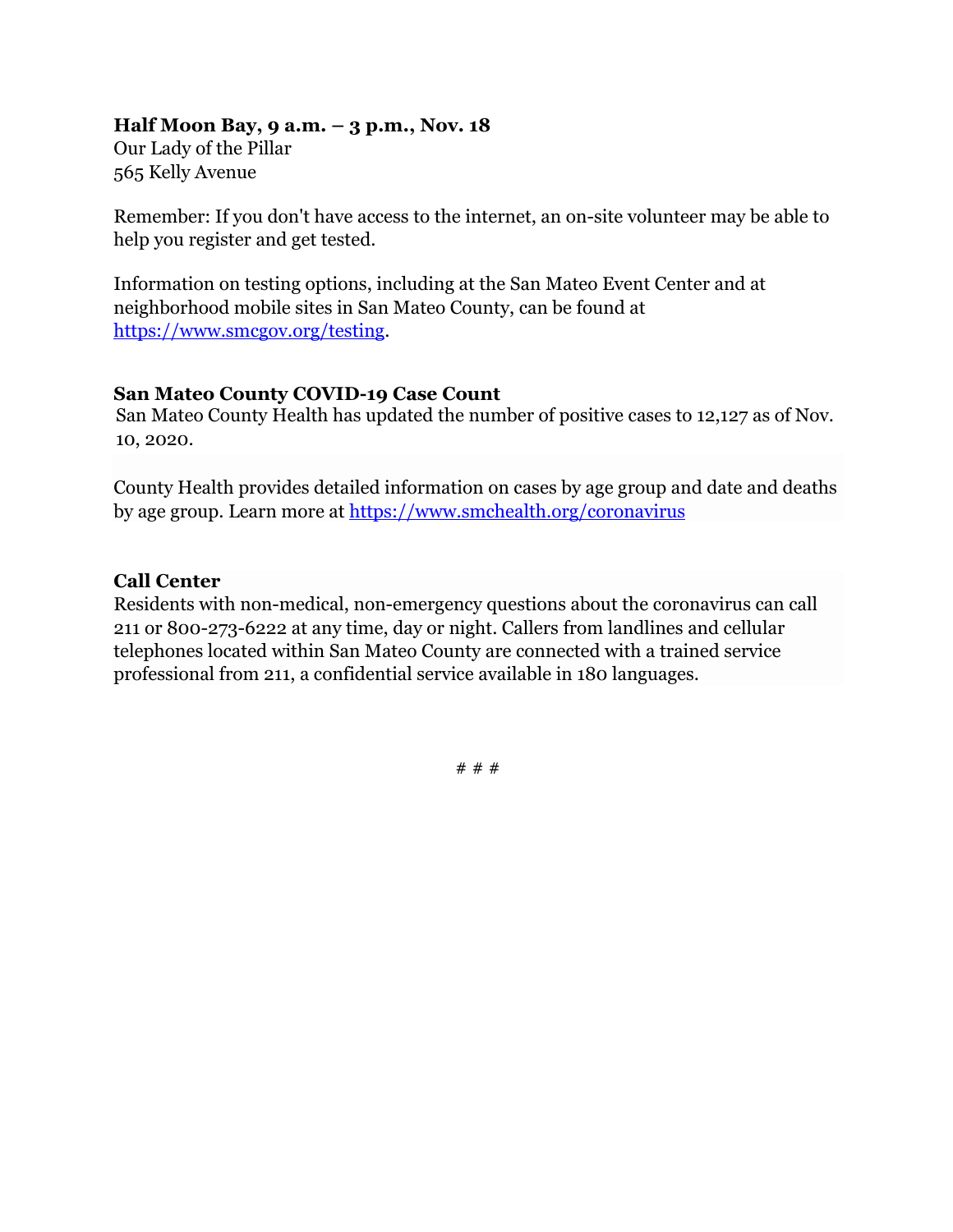**Half Moon Bay, 9 a.m. – 3 p.m., Nov. 18**
Our Lady of the Pillar
565 Kelly Avenue

Remember: If you don't have access to the internet, an on-site volunteer may be able to help you register and get tested.

Information on testing options, including at the San Mateo Event Center and at neighborhood mobile sites in San Mateo County, can be found at https://www.smcgov.org/testing.

**San Mateo County COVID-19 Case Count**
San Mateo County Health has updated the number of positive cases to 12,127 as of Nov. 10, 2020.

County Health provides detailed information on cases by age group and date and deaths by age group. Learn more at https://www.smchealth.org/coronavirus

**Call Center**
Residents with non-medical, non-emergency questions about the coronavirus can call 211 or 800-273-6222 at any time, day or night. Callers from landlines and cellular telephones located within San Mateo County are connected with a trained service professional from 211, a confidential service available in 180 languages.

# # #